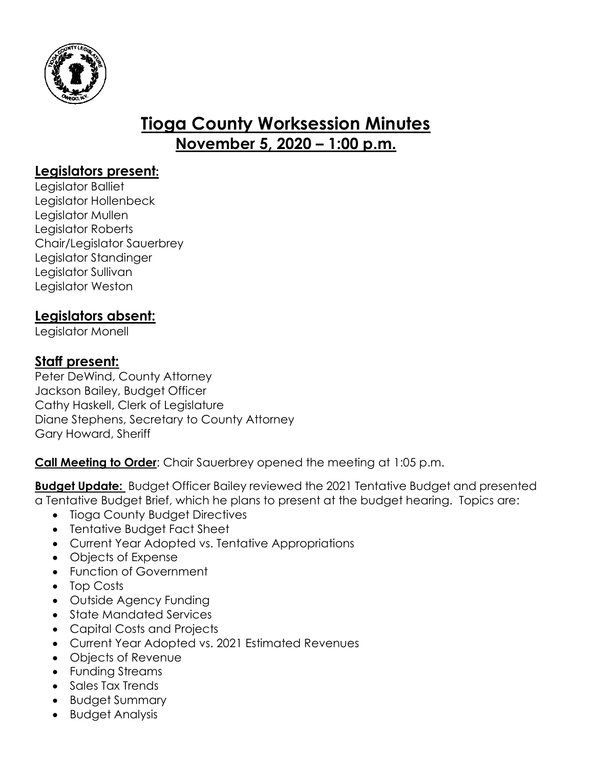# Tioga County Worksession Minutes

## November 5, 2020 – 1:00 p.m.

## Legislators present:

Legislator Balliet
Legislator Hollenbeck
Legislator Mullen
Legislator Roberts
Chair/Legislator Sauerbrey
Legislator Standinger
Legislator Sullivan
Legislator Weston

## Legislators absent:

Legislator Monell

## Staff present:

Peter DeWind, County Attorney
Jackson Bailey, Budget Officer
Cathy Haskell, Clerk of Legislature
Diane Stephens, Secretary to County Attorney
Gary Howard, Sheriff

**Call Meeting to Order**: Chair Sauerbrey opened the meeting at 1:05 p.m.

**Budget Update:** Budget Officer Bailey reviewed the 2021 Tentative Budget and presented a Tentative Budget Brief, which he plans to present at the budget hearing. Topics are:

- Tioga County Budget Directives
- Tentative Budget Fact Sheet
- Current Year Adopted vs. Tentative Appropriations
- Objects of Expense
- Function of Government
- Top Costs
- Outside Agency Funding
- State Mandated Services
- Capital Costs and Projects
- Current Year Adopted vs. 2021 Estimated Revenues
- Objects of Revenue
- Funding Streams
- Sales Tax Trends
- Budget Summary
- Budget Analysis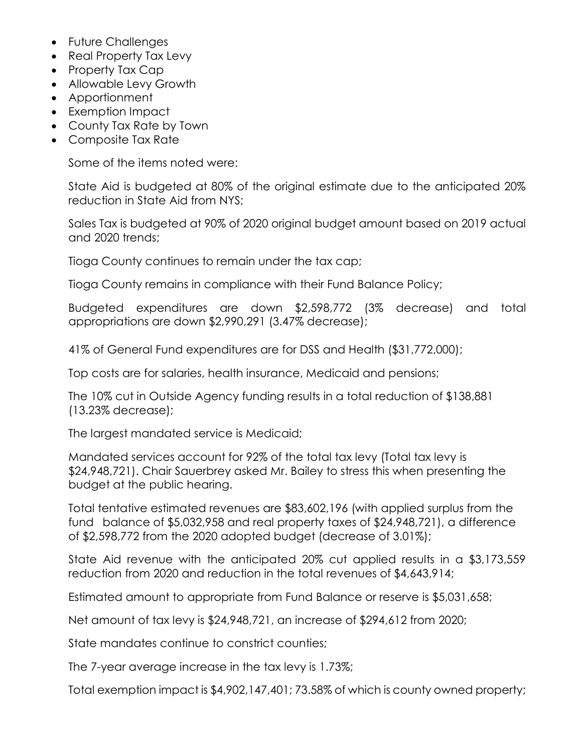- Future Challenges
- Real Property Tax Levy
- Property Tax Cap
- Allowable Levy Growth
- Apportionment
- Exemption Impact
- County Tax Rate by Town
- Composite Tax Rate

Some of the items noted were:

State Aid is budgeted at 80% of the original estimate due to the anticipated 20% reduction in State Aid from NYS;

Sales Tax is budgeted at 90% of 2020 original budget amount based on 2019 actual and 2020 trends;

Tioga County continues to remain under the tax cap;

Tioga County remains in compliance with their Fund Balance Policy;

Budgeted expenditures are down $2,598,772 (3% decrease) and total appropriations are down $2,990,291 (3.47% decrease);

41% of General Fund expenditures are for DSS and Health ($31,772,000);

Top costs are for salaries, health insurance, Medicaid and pensions;

The 10% cut in Outside Agency funding results in a total reduction of $138,881 (13.23% decrease);

The largest mandated service is Medicaid;

Mandated services account for 92% of the total tax levy (Total tax levy is $24,948,721). Chair Sauerbrey asked Mr. Bailey to stress this when presenting the budget at the public hearing.

Total tentative estimated revenues are $83,602,196 (with applied surplus from the fund balance of $5,032,958 and real property taxes of $24,948,721), a difference of $2,598,772 from the 2020 adopted budget (decrease of 3.01%);

State Aid revenue with the anticipated 20% cut applied results in a $3,173,559 reduction from 2020 and reduction in the total revenues of $4,643,914;

Estimated amount to appropriate from Fund Balance or reserve is $5,031,658;

Net amount of tax levy is $24,948,721, an increase of $294,612 from 2020;

State mandates continue to constrict counties;

The 7-year average increase in the tax levy is 1.73%;

Total exemption impact is $4,902,147,401; 73.58% of which is county owned property;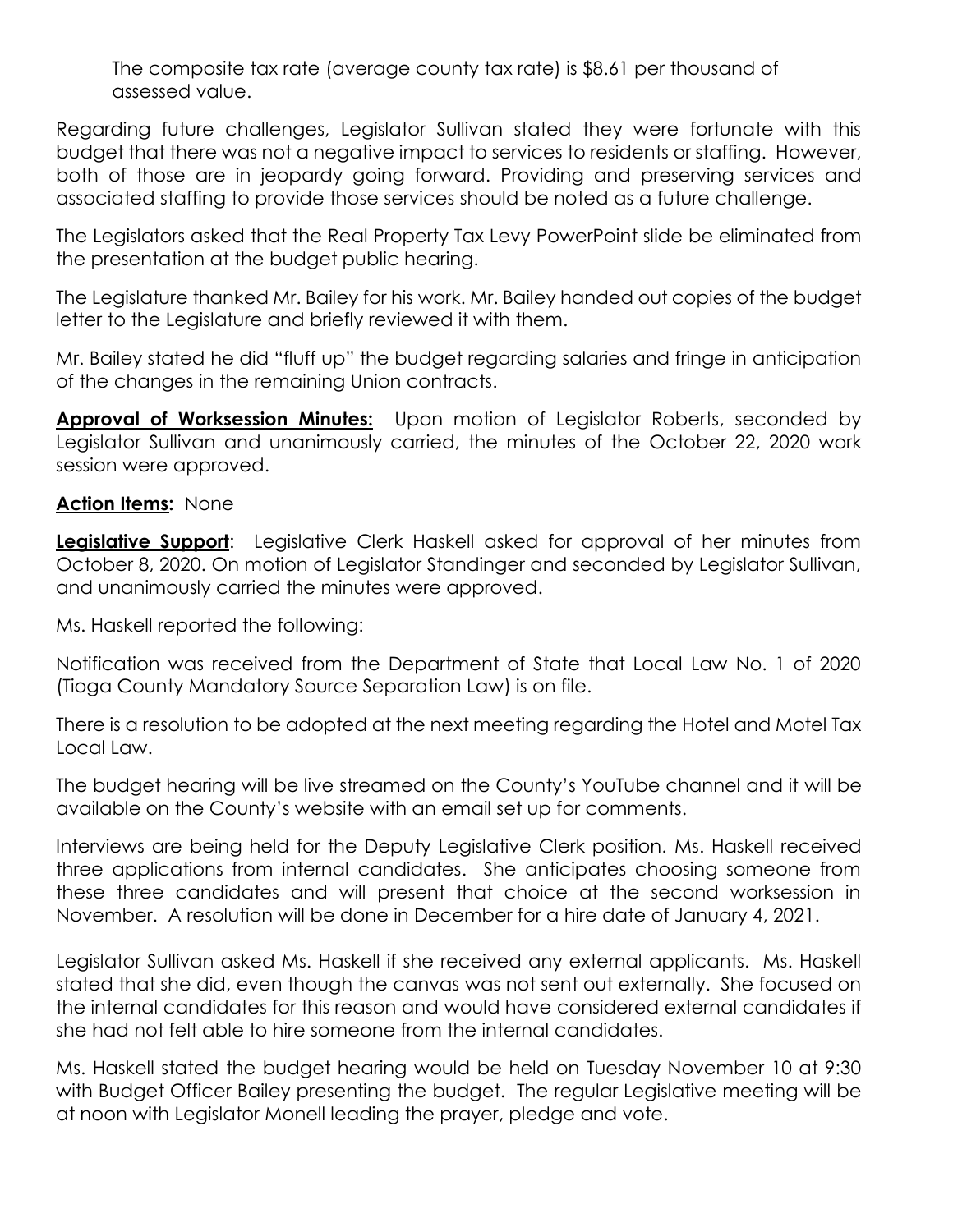The composite tax rate (average county tax rate) is $8.61 per thousand of assessed value.

Regarding future challenges, Legislator Sullivan stated they were fortunate with this budget that there was not a negative impact to services to residents or staffing. However, both of those are in jeopardy going forward. Providing and preserving services and associated staffing to provide those services should be noted as a future challenge.

The Legislators asked that the Real Property Tax Levy PowerPoint slide be eliminated from the presentation at the budget public hearing.

The Legislature thanked Mr. Bailey for his work. Mr. Bailey handed out copies of the budget letter to the Legislature and briefly reviewed it with them.

Mr. Bailey stated he did "fluff up" the budget regarding salaries and fringe in anticipation of the changes in the remaining Union contracts.

**Approval of Worksession Minutes:** Upon motion of Legislator Roberts, seconded by Legislator Sullivan and unanimously carried, the minutes of the October 22, 2020 work session were approved.

**Action Items:** None

**Legislative Support**: Legislative Clerk Haskell asked for approval of her minutes from October 8, 2020. On motion of Legislator Standinger and seconded by Legislator Sullivan, and unanimously carried the minutes were approved.

Ms. Haskell reported the following:

Notification was received from the Department of State that Local Law No. 1 of 2020 (Tioga County Mandatory Source Separation Law) is on file.

There is a resolution to be adopted at the next meeting regarding the Hotel and Motel Tax Local Law.

The budget hearing will be live streamed on the County's YouTube channel and it will be available on the County's website with an email set up for comments.

Interviews are being held for the Deputy Legislative Clerk position. Ms. Haskell received three applications from internal candidates. She anticipates choosing someone from these three candidates and will present that choice at the second worksession in November. A resolution will be done in December for a hire date of January 4, 2021.

Legislator Sullivan asked Ms. Haskell if she received any external applicants. Ms. Haskell stated that she did, even though the canvas was not sent out externally. She focused on the internal candidates for this reason and would have considered external candidates if she had not felt able to hire someone from the internal candidates.

Ms. Haskell stated the budget hearing would be held on Tuesday November 10 at 9:30 with Budget Officer Bailey presenting the budget. The regular Legislative meeting will be at noon with Legislator Monell leading the prayer, pledge and vote.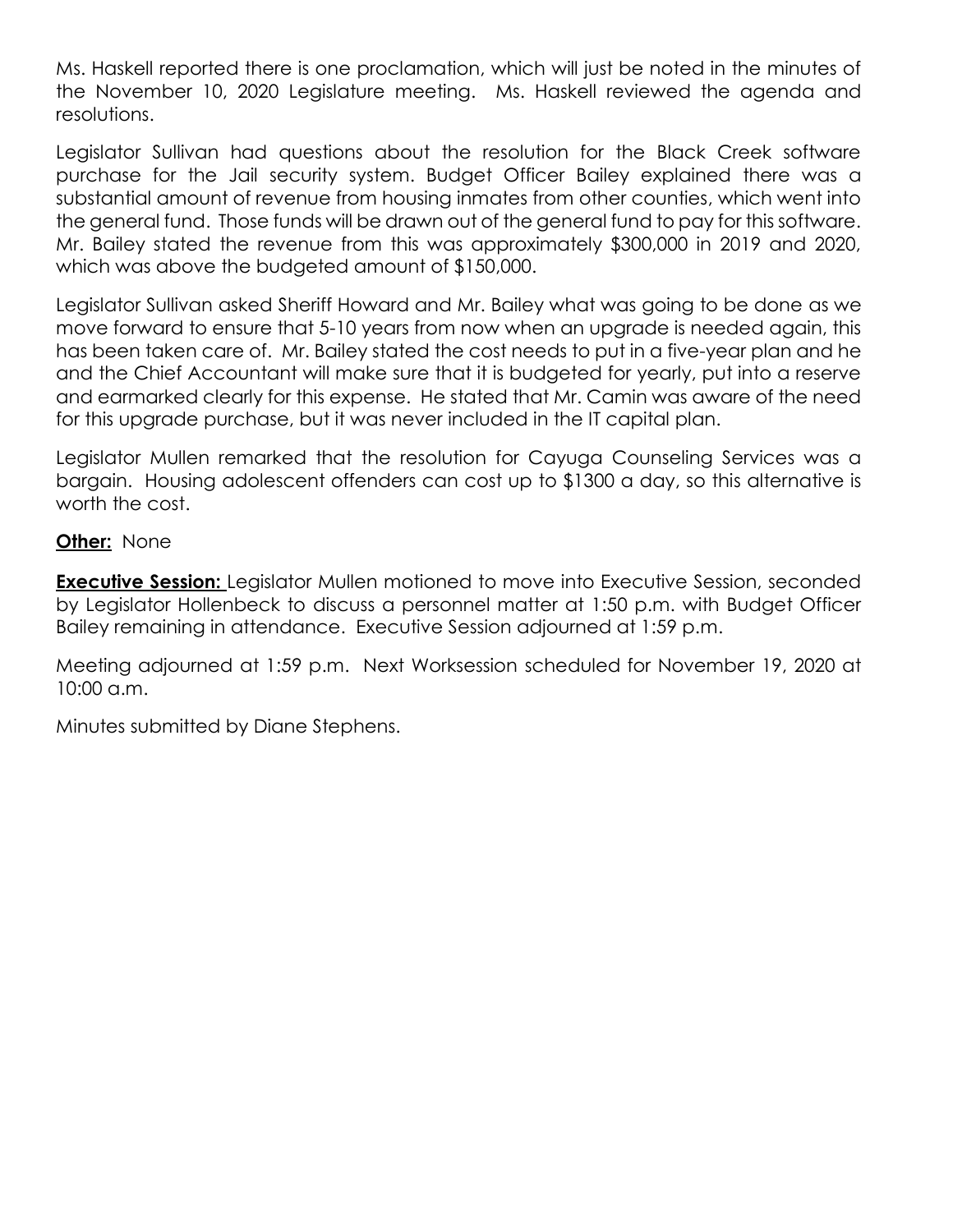Ms. Haskell reported there is one proclamation, which will just be noted in the minutes of the November 10, 2020 Legislature meeting. Ms. Haskell reviewed the agenda and resolutions.

Legislator Sullivan had questions about the resolution for the Black Creek software purchase for the Jail security system. Budget Officer Bailey explained there was a substantial amount of revenue from housing inmates from other counties, which went into the general fund. Those funds will be drawn out of the general fund to pay for this software. Mr. Bailey stated the revenue from this was approximately $300,000 in 2019 and 2020, which was above the budgeted amount of $150,000.

Legislator Sullivan asked Sheriff Howard and Mr. Bailey what was going to be done as we move forward to ensure that 5-10 years from now when an upgrade is needed again, this has been taken care of. Mr. Bailey stated the cost needs to put in a five-year plan and he and the Chief Accountant will make sure that it is budgeted for yearly, put into a reserve and earmarked clearly for this expense. He stated that Mr. Camin was aware of the need for this upgrade purchase, but it was never included in the IT capital plan.

Legislator Mullen remarked that the resolution for Cayuga Counseling Services was a bargain. Housing adolescent offenders can cost up to $1300 a day, so this alternative is worth the cost.

**Other:** None

**Executive Session:** Legislator Mullen motioned to move into Executive Session, seconded by Legislator Hollenbeck to discuss a personnel matter at 1:50 p.m. with Budget Officer Bailey remaining in attendance. Executive Session adjourned at 1:59 p.m.

Meeting adjourned at 1:59 p.m. Next Worksession scheduled for November 19, 2020 at 10:00 a.m.

Minutes submitted by Diane Stephens.